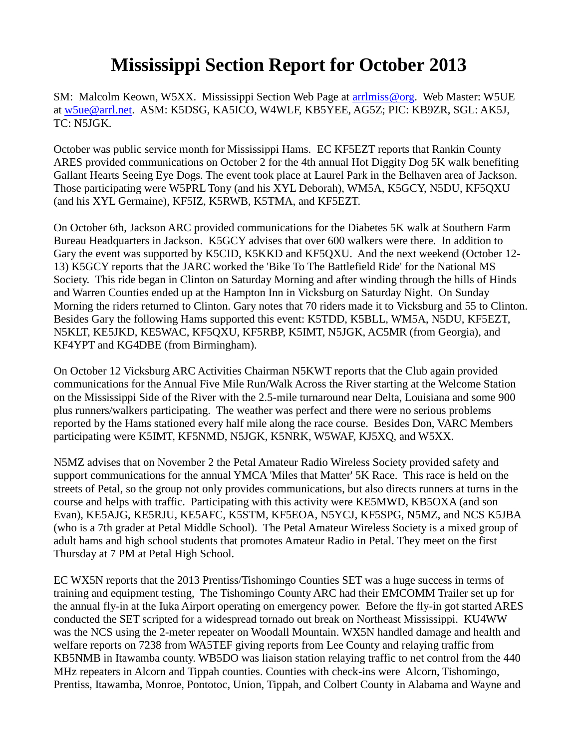# Mississippi Section Report for October 2013

SM: Malcolm Keown, W5XX. Mississippi Section Web Page at arrlmiss@org. Web Master: W5UE at w5ue@arrl.net. ASM: K5DSG, KA5ICO, W4WLF, KB5YEE, AG5Z; PIC: KB9ZR, SGL: AK5J, TC: N5JGK.

October was public service month for Mississippi Hams. EC KF5EZT reports that Rankin County ARES provided communications on October 2 for the 4th annual Hot Diggity Dog 5K walk benefiting Gallant Hearts Seeing Eye Dogs. The event took place at Laurel Park in the Belhaven area of Jackson. Those participating were W5PRL Tony (and his XYL Deborah), WM5A, K5GCY, N5DU, KF5QXU (and his XYL Germaine), KF5IZ, K5RWB, K5TMA, and KF5EZT.

On October 6th, Jackson ARC provided communications for the Diabetes 5K walk at Southern Farm Bureau Headquarters in Jackson. K5GCY advises that over 600 walkers were there. In addition to Gary the event was supported by K5CID, K5KKD and KF5QXU. And the next weekend (October 12-13) K5GCY reports that the JARC worked the 'Bike To The Battlefield Ride' for the National MS Society. This ride began in Clinton on Saturday Morning and after winding through the hills of Hinds and Warren Counties ended up at the Hampton Inn in Vicksburg on Saturday Night. On Sunday Morning the riders returned to Clinton. Gary notes that 70 riders made it to Vicksburg and 55 to Clinton. Besides Gary the following Hams supported this event: K5TDD, K5BLL, WM5A, N5DU, KF5EZT, N5KLT, KE5JKD, KE5WAC, KF5QXU, KF5RBP, K5IMT, N5JGK, AC5MR (from Georgia), and KF4YPT and KG4DBE (from Birmingham).

On October 12 Vicksburg ARC Activities Chairman N5KWT reports that the Club again provided communications for the Annual Five Mile Run/Walk Across the River starting at the Welcome Station on the Mississippi Side of the River with the 2.5-mile turnaround near Delta, Louisiana and some 900 plus runners/walkers participating. The weather was perfect and there were no serious problems reported by the Hams stationed every half mile along the race course. Besides Don, VARC Members participating were K5IMT, KF5NMD, N5JGK, K5NRK, W5WAF, KJ5XQ, and W5XX.

N5MZ advises that on November 2 the Petal Amateur Radio Wireless Society provided safety and support communications for the annual YMCA 'Miles that Matter' 5K Race. This race is held on the streets of Petal, so the group not only provides communications, but also directs runners at turns in the course and helps with traffic. Participating with this activity were KE5MWD, KB5OXA (and son Evan), KE5AJG, KE5RJU, KE5AFC, K5STM, KF5EOA, N5YCJ, KF5SPG, N5MZ, and NCS K5JBA (who is a 7th grader at Petal Middle School). The Petal Amateur Wireless Society is a mixed group of adult hams and high school students that promotes Amateur Radio in Petal. They meet on the first Thursday at 7 PM at Petal High School.

EC WX5N reports that the 2013 Prentiss/Tishomingo Counties SET was a huge success in terms of training and equipment testing, The Tishomingo County ARC had their EMCOMM Trailer set up for the annual fly-in at the Iuka Airport operating on emergency power. Before the fly-in got started ARES conducted the SET scripted for a widespread tornado out break on Northeast Mississippi. KU4WW was the NCS using the 2-meter repeater on Woodall Mountain. WX5N handled damage and health and welfare reports on 7238 from WA5TEF giving reports from Lee County and relaying traffic from KB5NMB in Itawamba county. WB5DO was liaison station relaying traffic to net control from the 440 MHz repeaters in Alcorn and Tippah counties. Counties with check-ins were Alcorn, Tishomingo, Prentiss, Itawamba, Monroe, Pontotoc, Union, Tippah, and Colbert County in Alabama and Wayne and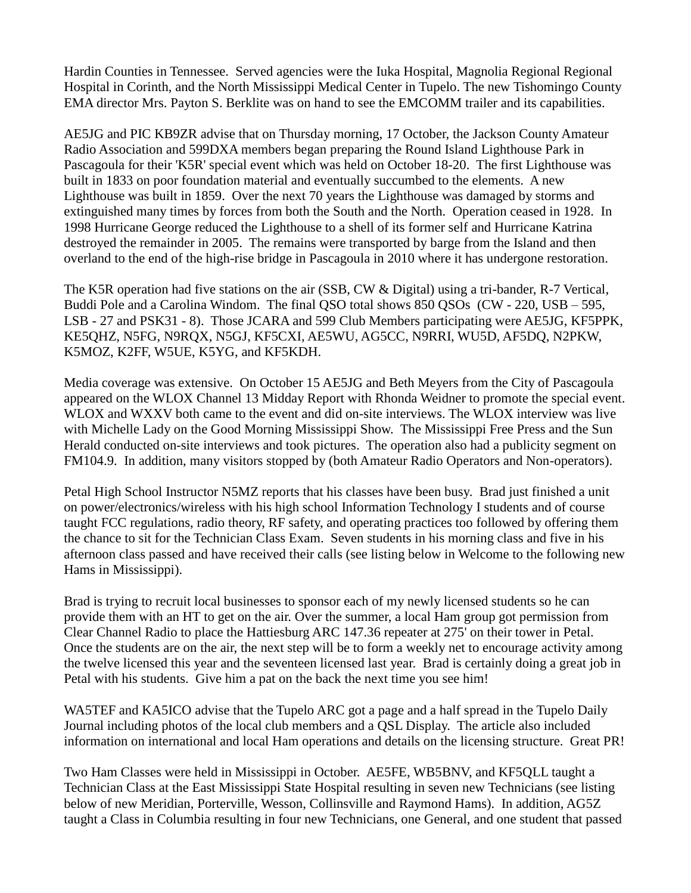Hardin Counties in Tennessee. Served agencies were the Iuka Hospital, Magnolia Regional Regional Hospital in Corinth, and the North Mississippi Medical Center in Tupelo. The new Tishomingo County EMA director Mrs. Payton S. Berklite was on hand to see the EMCOMM trailer and its capabilities.

AE5JG and PIC KB9ZR advise that on Thursday morning, 17 October, the Jackson County Amateur Radio Association and 599DXA members began preparing the Round Island Lighthouse Park in Pascagoula for their 'K5R' special event which was held on October 18-20. The first Lighthouse was built in 1833 on poor foundation material and eventually succumbed to the elements. A new Lighthouse was built in 1859. Over the next 70 years the Lighthouse was damaged by storms and extinguished many times by forces from both the South and the North. Operation ceased in 1928. In 1998 Hurricane George reduced the Lighthouse to a shell of its former self and Hurricane Katrina destroyed the remainder in 2005. The remains were transported by barge from the Island and then overland to the end of the high-rise bridge in Pascagoula in 2010 where it has undergone restoration.

The K5R operation had five stations on the air (SSB, CW & Digital) using a tri-bander, R-7 Vertical, Buddi Pole and a Carolina Windom. The final QSO total shows 850 QSOs (CW - 220, USB – 595, LSB - 27 and PSK31 - 8). Those JCARA and 599 Club Members participating were AE5JG, KF5PPK, KE5QHZ, N5FG, N9RQX, N5GJ, KF5CXI, AE5WU, AG5CC, N9RRI, WU5D, AF5DQ, N2PKW, K5MOZ, K2FF, W5UE, K5YG, and KF5KDH.

Media coverage was extensive. On October 15 AE5JG and Beth Meyers from the City of Pascagoula appeared on the WLOX Channel 13 Midday Report with Rhonda Weidner to promote the special event. WLOX and WXXV both came to the event and did on-site interviews. The WLOX interview was live with Michelle Lady on the Good Morning Mississippi Show. The Mississippi Free Press and the Sun Herald conducted on-site interviews and took pictures. The operation also had a publicity segment on FM104.9. In addition, many visitors stopped by (both Amateur Radio Operators and Non-operators).

Petal High School Instructor N5MZ reports that his classes have been busy. Brad just finished a unit on power/electronics/wireless with his high school Information Technology I students and of course taught FCC regulations, radio theory, RF safety, and operating practices too followed by offering them the chance to sit for the Technician Class Exam. Seven students in his morning class and five in his afternoon class passed and have received their calls (see listing below in Welcome to the following new Hams in Mississippi).

Brad is trying to recruit local businesses to sponsor each of my newly licensed students so he can provide them with an HT to get on the air. Over the summer, a local Ham group got permission from Clear Channel Radio to place the Hattiesburg ARC 147.36 repeater at 275' on their tower in Petal. Once the students are on the air, the next step will be to form a weekly net to encourage activity among the twelve licensed this year and the seventeen licensed last year. Brad is certainly doing a great job in Petal with his students. Give him a pat on the back the next time you see him!

WA5TEF and KA5ICO advise that the Tupelo ARC got a page and a half spread in the Tupelo Daily Journal including photos of the local club members and a QSL Display. The article also included information on international and local Ham operations and details on the licensing structure. Great PR!

Two Ham Classes were held in Mississippi in October. AE5FE, WB5BNV, and KF5QLL taught a Technician Class at the East Mississippi State Hospital resulting in seven new Technicians (see listing below of new Meridian, Porterville, Wesson, Collinsville and Raymond Hams). In addition, AG5Z taught a Class in Columbia resulting in four new Technicians, one General, and one student that passed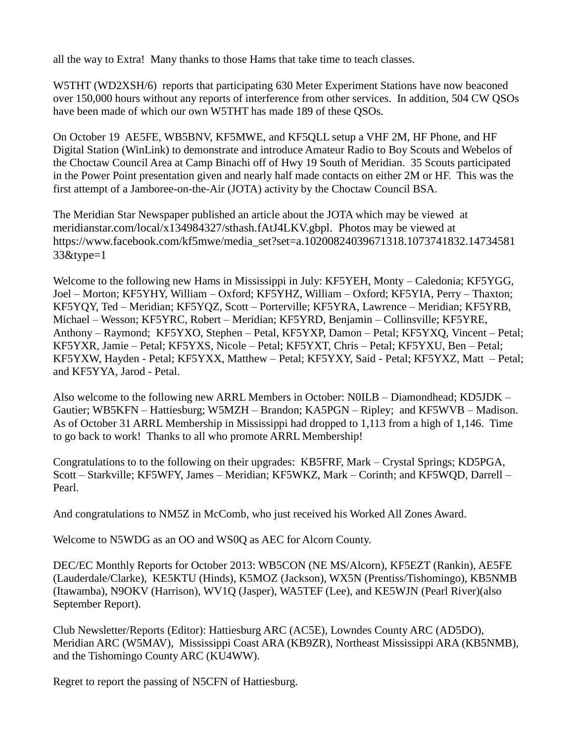all the way to Extra!  Many thanks to those Hams that take time to teach classes.

W5THT (WD2XSH/6)  reports that participating 630 Meter Experiment Stations have now beaconed over 150,000 hours without any reports of interference from other services.  In addition, 504 CW QSOs have been made of which our own W5THT has made 189 of these QSOs.

On October 19  AE5FE, WB5BNV, KF5MWE, and KF5QLL setup a VHF 2M, HF Phone, and HF Digital Station (WinLink) to demonstrate and introduce Amateur Radio to Boy Scouts and Webelos of the Choctaw Council Area at Camp Binachi off of Hwy 19 South of Meridian.  35 Scouts participated in the Power Point presentation given and nearly half made contacts on either 2M or HF.  This was the first attempt of a Jamboree-on-the-Air (JOTA) activity by the Choctaw Council BSA.

The Meridian Star Newspaper published an article about the JOTA which may be viewed  at meridianstar.com/local/x134984327/sthash.fAtJ4LKV.gbpl.  Photos may be viewed at https://www.facebook.com/kf5mwe/media_set?set=a.10200824039671318.1073741832.1473458133&type=1

Welcome to the following new Hams in Mississippi in July: KF5YEH, Monty – Caledonia; KF5YGG, Joel – Morton; KF5YHY, William – Oxford; KF5YHZ, William – Oxford; KF5YIA, Perry – Thaxton; KF5YQY, Ted – Meridian; KF5YQZ, Scott – Porterville; KF5YRA, Lawrence – Meridian; KF5YRB, Michael – Wesson; KF5YRC, Robert – Meridian; KF5YRD, Benjamin – Collinsville; KF5YRE, Anthony – Raymond;  KF5YXO, Stephen – Petal, KF5YXP, Damon – Petal; KF5YXQ, Vincent – Petal; KF5YXR, Jamie – Petal; KF5YXS, Nicole – Petal; KF5YXT, Chris – Petal; KF5YXU, Ben – Petal; KF5YXW, Hayden - Petal; KF5YXX, Matthew – Petal; KF5YXY, Said - Petal; KF5YXZ, Matt  – Petal; and KF5YYA, Jarod - Petal.

Also welcome to the following new ARRL Members in October: N0ILB – Diamondhead; KD5JDK – Gautier; WB5KFN – Hattiesburg; W5MZH – Brandon; KA5PGN – Ripley;  and KF5WVB – Madison. As of October 31 ARRL Membership in Mississippi had dropped to 1,113 from a high of 1,146.  Time to go back to work!  Thanks to all who promote ARRL Membership!

Congratulations to to the following on their upgrades:  KB5FRF, Mark – Crystal Springs; KD5PGA, Scott – Starkville; KF5WFY, James – Meridian; KF5WKZ, Mark – Corinth; and KF5WQD, Darrell – Pearl.

And congratulations to NM5Z in McComb, who just received his Worked All Zones Award.

Welcome to N5WDG as an OO and WS0Q as AEC for Alcorn County.

DEC/EC Monthly Reports for October 2013: WB5CON (NE MS/Alcorn), KF5EZT (Rankin), AE5FE (Lauderdale/Clarke),  KE5KTU (Hinds), K5MOZ (Jackson), WX5N (Prentiss/Tishomingo), KB5NMB (Itawamba), N9OKV (Harrison), WV1Q (Jasper), WA5TEF (Lee), and KE5WJN (Pearl River)(also September Report).

Club Newsletter/Reports (Editor): Hattiesburg ARC (AC5E), Lowndes County ARC (AD5DO), Meridian ARC (W5MAV),  Mississippi Coast ARA (KB9ZR), Northeast Mississippi ARA (KB5NMB), and the Tishomingo County ARC (KU4WW).

Regret to report the passing of N5CFN of Hattiesburg.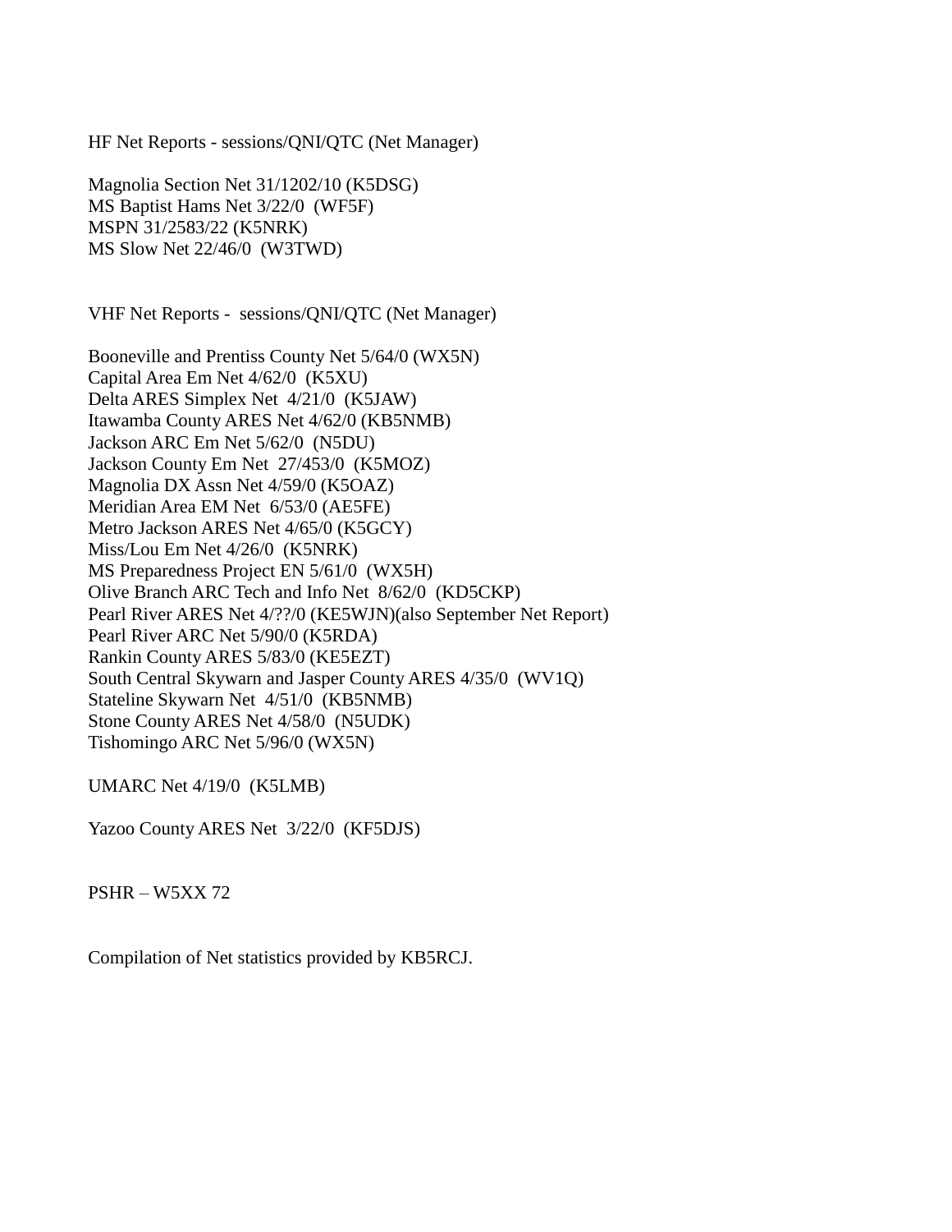HF Net Reports - sessions/QNI/QTC (Net Manager)

Magnolia Section Net 31/1202/10 (K5DSG)
MS Baptist Hams Net 3/22/0 (WF5F)
MSPN 31/2583/22 (K5NRK)
MS Slow Net 22/46/0 (W3TWD)

VHF Net Reports - sessions/QNI/QTC (Net Manager)

Booneville and Prentiss County Net 5/64/0 (WX5N)
Capital Area Em Net 4/62/0 (K5XU)
Delta ARES Simplex Net 4/21/0 (K5JAW)
Itawamba County ARES Net 4/62/0 (KB5NMB)
Jackson ARC Em Net 5/62/0 (N5DU)
Jackson County Em Net 27/453/0 (K5MOZ)
Magnolia DX Assn Net 4/59/0 (K5OAZ)
Meridian Area EM Net 6/53/0 (AE5FE)
Metro Jackson ARES Net 4/65/0 (K5GCY)
Miss/Lou Em Net 4/26/0 (K5NRK)
MS Preparedness Project EN 5/61/0 (WX5H)
Olive Branch ARC Tech and Info Net 8/62/0 (KD5CKP)
Pearl River ARES Net 4/??/0 (KE5WJN)(also September Net Report)
Pearl River ARC Net 5/90/0 (K5RDA)
Rankin County ARES 5/83/0 (KE5EZT)
South Central Skywarn and Jasper County ARES 4/35/0 (WV1Q)
Stateline Skywarn Net 4/51/0 (KB5NMB)
Stone County ARES Net 4/58/0 (N5UDK)
Tishomingo ARC Net 5/96/0 (WX5N)

UMARC Net 4/19/0 (K5LMB)

Yazoo County ARES Net 3/22/0 (KF5DJS)

PSHR – W5XX 72

Compilation of Net statistics provided by KB5RCJ.